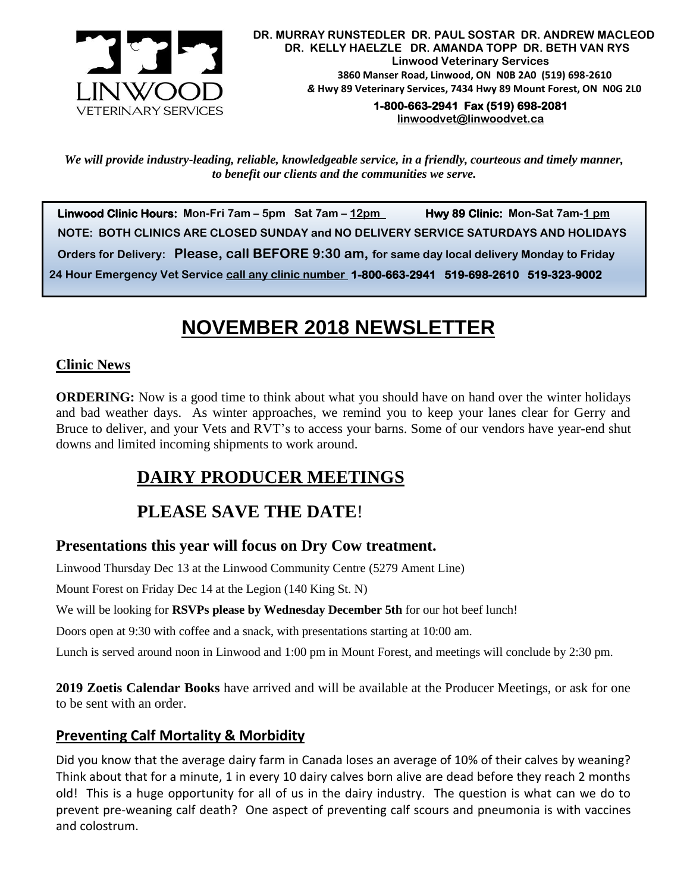DR. MURRAY RUNSTEDLER DR. PAUL SOSTAR DR. ANDREW MACLEOD
DR. KELLY HAELZLE DR. AMANDA TOPP DR. BETH VAN RYS
Linwood Veterinary Services
3860 Manser Road, Linwood, ON N0B 2A0 (519) 698-2610
& Hwy 89 Veterinary Services, 7434 Hwy 89 Mount Forest, ON N0G 2L0
**1-800-663-2941 Fax (519) 698-2081**
linwoodvet@linwoodvet.ca

*We will provide industry-leading, reliable, knowledgeable service, in a friendly, courteous and timely manner, to benefit our clients and the communities we serve.*

**Linwood Clinic Hours:** Mon-Fri 7am – 5pm Sat 7am – 12pm **Hwy 89 Clinic:** Mon-Sat 7am-1 pm

**NOTE: BOTH CLINICS ARE CLOSED SUNDAY and NO DELIVERY SERVICE SATURDAYS AND HOLIDAYS**

**Orders for Delivery: Please, call BEFORE 9:30 am, for same day local delivery Monday to Friday**

**24 Hour Emergency Vet Service call any clinic number 1-800-663-2941 519-698-2610 519-323-9002**

# NOVEMBER 2018 NEWSLETTER

## Clinic News

**ORDERING:** Now is a good time to think about what you should have on hand over the winter holidays and bad weather days. As winter approaches, we remind you to keep your lanes clear for Gerry and Bruce to deliver, and your Vets and RVT's to access your barns. Some of our vendors have year-end shut downs and limited incoming shipments to work around.

## DAIRY PRODUCER MEETINGS

## PLEASE SAVE THE DATE!

### Presentations this year will focus on Dry Cow treatment.

Linwood Thursday Dec 13 at the Linwood Community Centre (5279 Ament Line)

Mount Forest on Friday Dec 14 at the Legion (140 King St. N)

We will be looking for **RSVPs please by Wednesday December 5th** for our hot beef lunch!

Doors open at 9:30 with coffee and a snack, with presentations starting at 10:00 am.

Lunch is served around noon in Linwood and 1:00 pm in Mount Forest, and meetings will conclude by 2:30 pm.

**2019 Zoetis Calendar Books** have arrived and will be available at the Producer Meetings, or ask for one to be sent with an order.

## Preventing Calf Mortality & Morbidity

Did you know that the average dairy farm in Canada loses an average of 10% of their calves by weaning? Think about that for a minute, 1 in every 10 dairy calves born alive are dead before they reach 2 months old! This is a huge opportunity for all of us in the dairy industry. The question is what can we do to prevent pre-weaning calf death? One aspect of preventing calf scours and pneumonia is with vaccines and colostrum.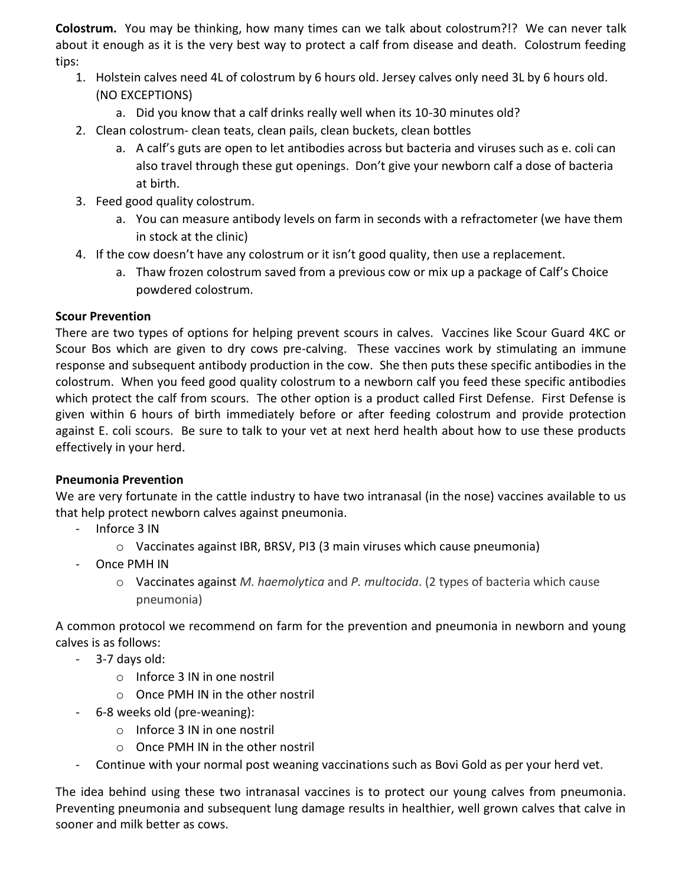**Colostrum.** You may be thinking, how many times can we talk about colostrum?!? We can never talk about it enough as it is the very best way to protect a calf from disease and death. Colostrum feeding tips:

1. Holstein calves need 4L of colostrum by 6 hours old. Jersey calves only need 3L by 6 hours old. (NO EXCEPTIONS)
   a. Did you know that a calf drinks really well when its 10-30 minutes old?
2. Clean colostrum- clean teats, clean pails, clean buckets, clean bottles
   a. A calf's guts are open to let antibodies across but bacteria and viruses such as e. coli can also travel through these gut openings. Don't give your newborn calf a dose of bacteria at birth.
3. Feed good quality colostrum.
   a. You can measure antibody levels on farm in seconds with a refractometer (we have them in stock at the clinic)
4. If the cow doesn't have any colostrum or it isn't good quality, then use a replacement.
   a. Thaw frozen colostrum saved from a previous cow or mix up a package of Calf's Choice powdered colostrum.

**Scour Prevention**

There are two types of options for helping prevent scours in calves. Vaccines like Scour Guard 4KC or Scour Bos which are given to dry cows pre-calving. These vaccines work by stimulating an immune response and subsequent antibody production in the cow. She then puts these specific antibodies in the colostrum. When you feed good quality colostrum to a newborn calf you feed these specific antibodies which protect the calf from scours. The other option is a product called First Defense. First Defense is given within 6 hours of birth immediately before or after feeding colostrum and provide protection against E. coli scours. Be sure to talk to your vet at next herd health about how to use these products effectively in your herd.

**Pneumonia Prevention**

We are very fortunate in the cattle industry to have two intranasal (in the nose) vaccines available to us that help protect newborn calves against pneumonia.

- Inforce 3 IN
  - Vaccinates against IBR, BRSV, PI3 (3 main viruses which cause pneumonia)
- Once PMH IN
  - Vaccinates against *M. haemolytica* and *P. multocida*. (2 types of bacteria which cause pneumonia)

A common protocol we recommend on farm for the prevention and pneumonia in newborn and young calves is as follows:

- 3-7 days old:
  - Inforce 3 IN in one nostril
  - Once PMH IN in the other nostril
- 6-8 weeks old (pre-weaning):
  - Inforce 3 IN in one nostril
  - Once PMH IN in the other nostril
- Continue with your normal post weaning vaccinations such as Bovi Gold as per your herd vet.

The idea behind using these two intranasal vaccines is to protect our young calves from pneumonia. Preventing pneumonia and subsequent lung damage results in healthier, well grown calves that calve in sooner and milk better as cows.